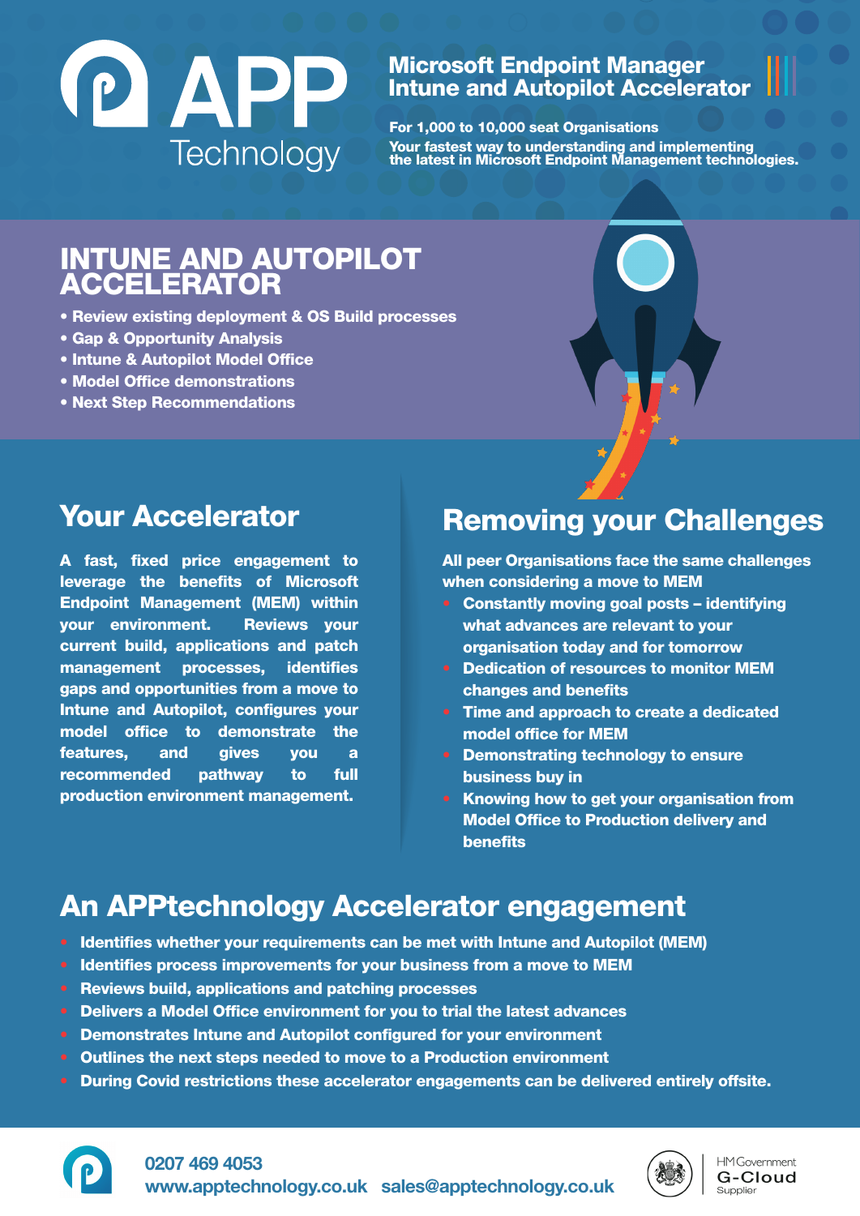APP Technology

# Microsoft Endpoint Manager Intune and Autopilot Accelerator

**For 1,000 to 10,000 seat Organisations**

**Your fastest way to understanding and implementing the latest in Microsoft Endpoint Management technologies.**

## INTUNE AND AUTOPILOT ACCELERATOR

- Review existing deployment & OS Build processes
- Gap & Opportunity Analysis
- Intune & Autopilot Model Office
- Model Office demonstrations
- Next Step Recommendations

## Your Accelerator

A fast, fixed price engagement to leverage the benefits of Microsoft Endpoint Management (MEM) within your environment. Reviews your current build, applications and patch management processes, identifies gaps and opportunities from a move to Intune and Autopilot, configures your model office to demonstrate the features, and gives you a recommended pathway to full production environment management.

## Removing your Challenges

All peer Organisations face the same challenges when considering a move to MEM

- Constantly moving goal posts – identifying what advances are relevant to your organisation today and for tomorrow
- Dedication of resources to monitor MEM changes and benefits
- Time and approach to create a dedicated model office for MEM
- Demonstrating technology to ensure business buy in
- Knowing how to get your organisation from Model Office to Production delivery and benefits

## An APPtechnology Accelerator engagement

- Identifies whether your requirements can be met with Intune and Autopilot (MEM)
- Identifies process improvements for your business from a move to MEM
- Reviews build, applications and patching processes
- Delivers a Model Office environment for you to trial the latest advances
- Demonstrates Intune and Autopilot configured for your environment
- Outlines the next steps needed to move to a Production environment
- During Covid restrictions these accelerator engagements can be delivered entirely offsite.

0207 469 4053
www.apptechnology.co.uk sales@apptechnology.co.uk

HM Government G-Cloud Supplier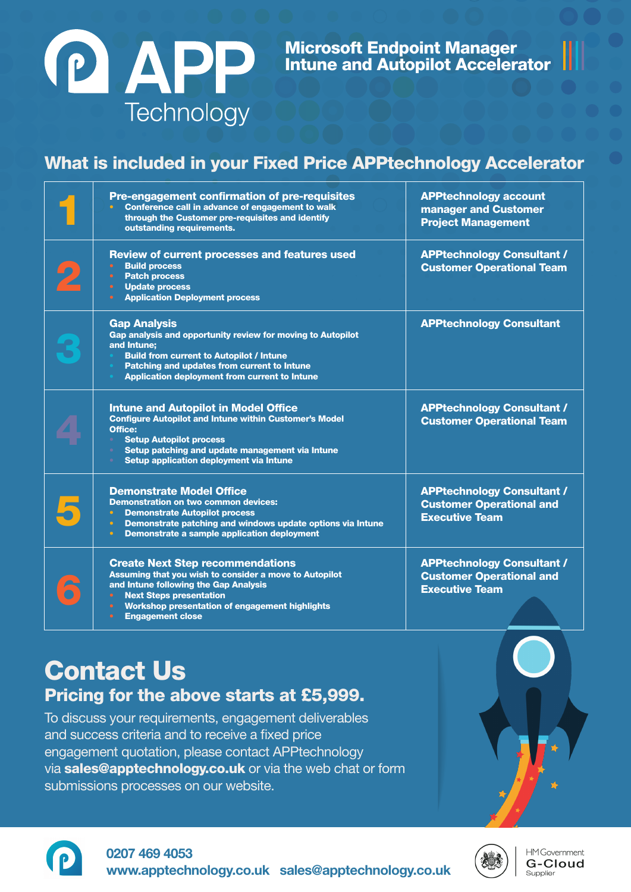# APP Technology

## Microsoft Endpoint Manager Intune and Autopilot Accelerator

## What is included in your Fixed Price APPtechnology Accelerator

| | | |
|---|---|---|
| 1 | **Pre-engagement confirmation of pre-requisites**<br>• Conference call in advance of engagement to walk through the Customer pre-requisites and identify outstanding requirements. | APPtechnology account manager and Customer Project Management |
| 2 | **Review of current processes and features used**<br>• Build process<br>• Patch process<br>• Update process<br>• Application Deployment process | APPtechnology Consultant / Customer Operational Team |
| 3 | **Gap Analysis**<br>Gap analysis and opportunity review for moving to Autopilot and Intune;<br>• Build from current to Autopilot / Intune<br>• Patching and updates from current to Intune<br>• Application deployment from current to Intune | APPtechnology Consultant |
| 4 | **Intune and Autopilot in Model Office**<br>Configure Autopilot and Intune within Customer's Model Office:<br>• Setup Autopilot process<br>• Setup patching and update management via Intune<br>• Setup application deployment via Intune | APPtechnology Consultant / Customer Operational Team |
| 5 | **Demonstrate Model Office**<br>Demonstration on two common devices:<br>• Demonstrate Autopilot process<br>• Demonstrate patching and windows update options via Intune<br>• Demonstrate a sample application deployment | APPtechnology Consultant / Customer Operational and Executive Team |
| 6 | **Create Next Step recommendations**<br>Assuming that you wish to consider a move to Autopilot and Intune following the Gap Analysis<br>• Next Steps presentation<br>• Workshop presentation of engagement highlights<br>• Engagement close | APPtechnology Consultant / Customer Operational and Executive Team |

# Contact Us

## Pricing for the above starts at £5,999.

To discuss your requirements, engagement deliverables and success criteria and to receive a fixed price engagement quotation, please contact APPtechnology via **sales@apptechnology.co.uk** or via the web chat or form submissions processes on our website.

0207 469 4053
www.apptechnology.co.uk sales@apptechnology.co.uk

HM Government G-Cloud Supplier